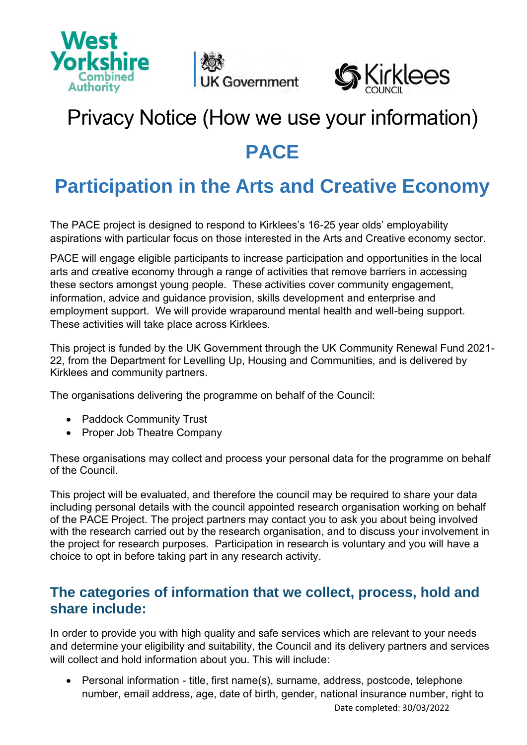# Privacy Notice (How we use your information)

## PACE

## Participation in the Arts and Creative Economy

The PACE project is designed to respond to Kirklees's 16-25 year olds' employability aspirations with particular focus on those interested in the Arts and Creative economy sector.

PACE will engage eligible participants to increase participation and opportunities in the local arts and creative economy through a range of activities that remove barriers in accessing these sectors amongst young people. These activities cover community engagement, information, advice and guidance provision, skills development and enterprise and employment support. We will provide wraparound mental health and well-being support. These activities will take place across Kirklees.

This project is funded by the UK Government through the UK Community Renewal Fund 2021-22, from the Department for Levelling Up, Housing and Communities, and is delivered by Kirklees and community partners.

The organisations delivering the programme on behalf of the Council:

- Paddock Community Trust
- Proper Job Theatre Company

These organisations may collect and process your personal data for the programme on behalf of the Council.

This project will be evaluated, and therefore the council may be required to share your data including personal details with the council appointed research organisation working on behalf of the PACE Project. The project partners may contact you to ask you about being involved with the research carried out by the research organisation, and to discuss your involvement in the project for research purposes. Participation in research is voluntary and you will have a choice to opt in before taking part in any research activity.

### The categories of information that we collect, process, hold and share include:

In order to provide you with high quality and safe services which are relevant to your needs and determine your eligibility and suitability, the Council and its delivery partners and services will collect and hold information about you. This will include:

- Personal information - title, first name(s), surname, address, postcode, telephone number, email address, age, date of birth, gender, national insurance number, right to

Date completed: 30/03/2022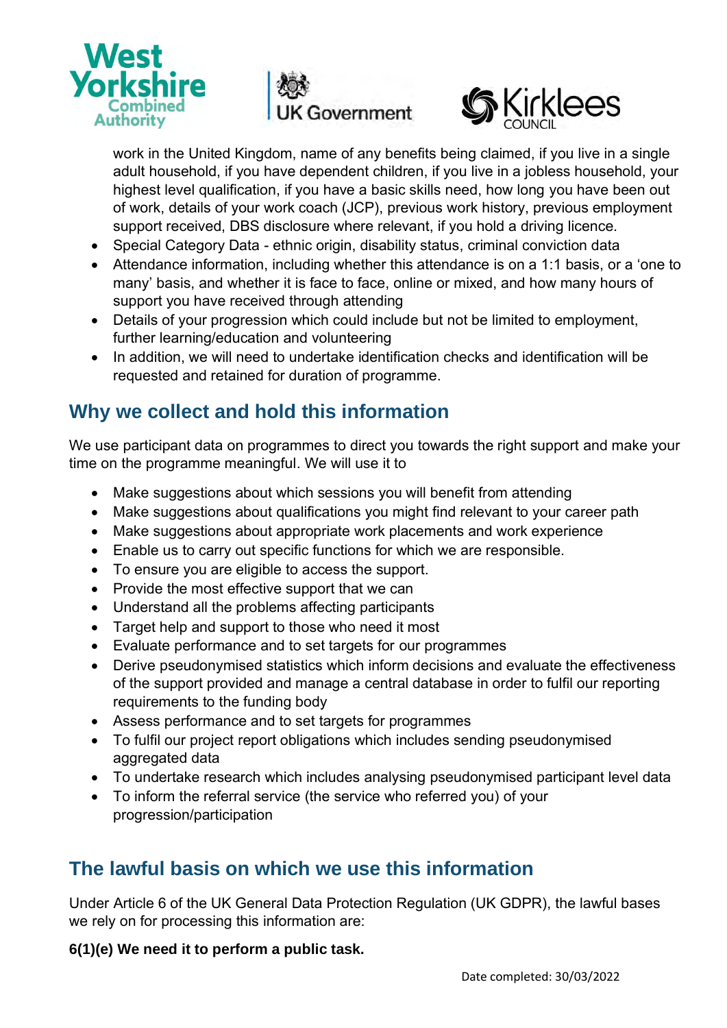work in the United Kingdom, name of any benefits being claimed, if you live in a single adult household, if you have dependent children, if you live in a jobless household, your highest level qualification, if you have a basic skills need, how long you have been out of work, details of your work coach (JCP), previous work history, previous employment support received, DBS disclosure where relevant, if you hold a driving licence.

- Special Category Data - ethnic origin, disability status, criminal conviction data
- Attendance information, including whether this attendance is on a 1:1 basis, or a 'one to many' basis, and whether it is face to face, online or mixed, and how many hours of support you have received through attending
- Details of your progression which could include but not be limited to employment, further learning/education and volunteering
- In addition, we will need to undertake identification checks and identification will be requested and retained for duration of programme.

## Why we collect and hold this information

We use participant data on programmes to direct you towards the right support and make your time on the programme meaningful. We will use it to

- Make suggestions about which sessions you will benefit from attending
- Make suggestions about qualifications you might find relevant to your career path
- Make suggestions about appropriate work placements and work experience
- Enable us to carry out specific functions for which we are responsible.
- To ensure you are eligible to access the support.
- Provide the most effective support that we can
- Understand all the problems affecting participants
- Target help and support to those who need it most
- Evaluate performance and to set targets for our programmes
- Derive pseudonymised statistics which inform decisions and evaluate the effectiveness of the support provided and manage a central database in order to fulfil our reporting requirements to the funding body
- Assess performance and to set targets for programmes
- To fulfil our project report obligations which includes sending pseudonymised aggregated data
- To undertake research which includes analysing pseudonymised participant level data
- To inform the referral service (the service who referred you) of your progression/participation

## The lawful basis on which we use this information

Under Article 6 of the UK General Data Protection Regulation (UK GDPR), the lawful bases we rely on for processing this information are:

**6(1)(e) We need it to perform a public task.**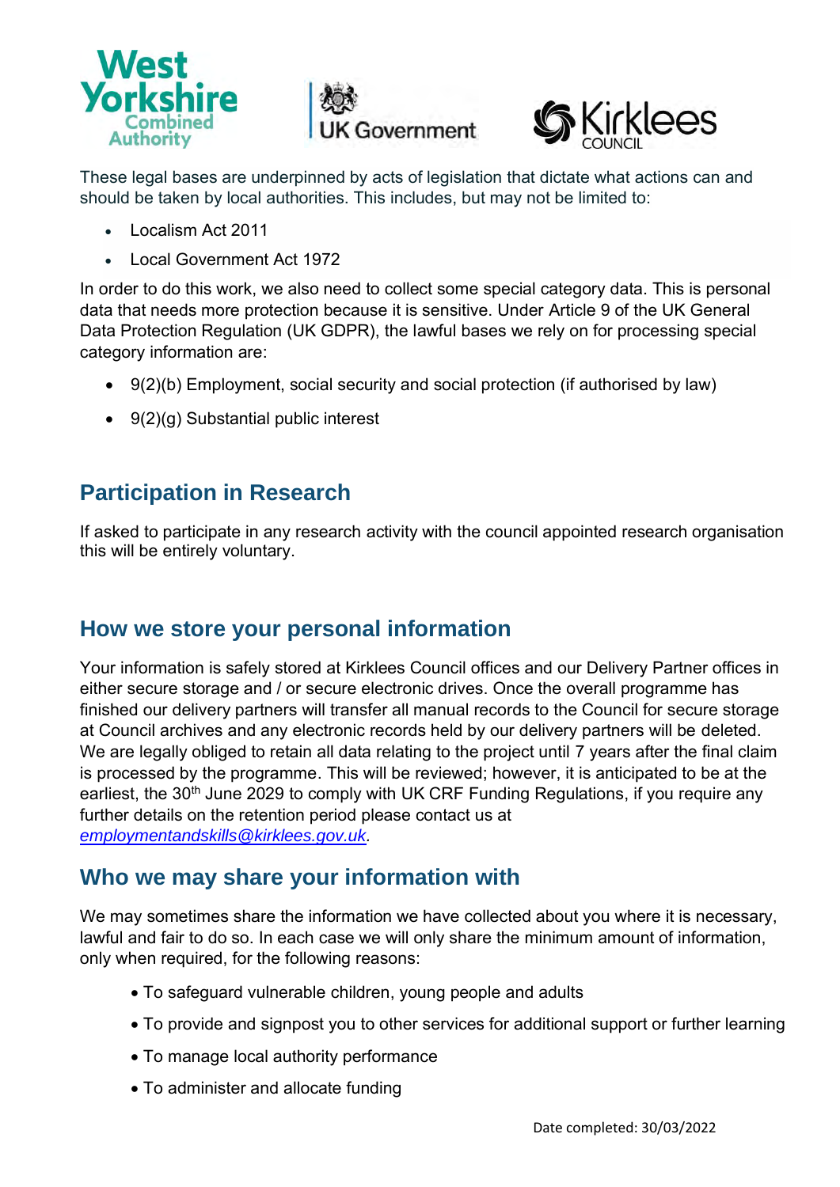These legal bases are underpinned by acts of legislation that dictate what actions can and should be taken by local authorities. This includes, but may not be limited to:

- Localism Act 2011
- Local Government Act 1972

In order to do this work, we also need to collect some special category data. This is personal data that needs more protection because it is sensitive. Under Article 9 of the UK General Data Protection Regulation (UK GDPR), the lawful bases we rely on for processing special category information are:

- 9(2)(b) Employment, social security and social protection (if authorised by law)
- 9(2)(g) Substantial public interest

## Participation in Research

If asked to participate in any research activity with the council appointed research organisation this will be entirely voluntary.

## How we store your personal information

Your information is safely stored at Kirklees Council offices and our Delivery Partner offices in either secure storage and / or secure electronic drives. Once the overall programme has finished our delivery partners will transfer all manual records to the Council for secure storage at Council archives and any electronic records held by our delivery partners will be deleted. We are legally obliged to retain all data relating to the project until 7 years after the final claim is processed by the programme. This will be reviewed; however, it is anticipated to be at the earliest, the 30th June 2029 to comply with UK CRF Funding Regulations, if you require any further details on the retention period please contact us at *employmentandskills@kirklees.gov.uk*.

## Who we may share your information with

We may sometimes share the information we have collected about you where it is necessary, lawful and fair to do so. In each case we will only share the minimum amount of information, only when required, for the following reasons:

- To safeguard vulnerable children, young people and adults
- To provide and signpost you to other services for additional support or further learning
- To manage local authority performance
- To administer and allocate funding

Date completed: 30/03/2022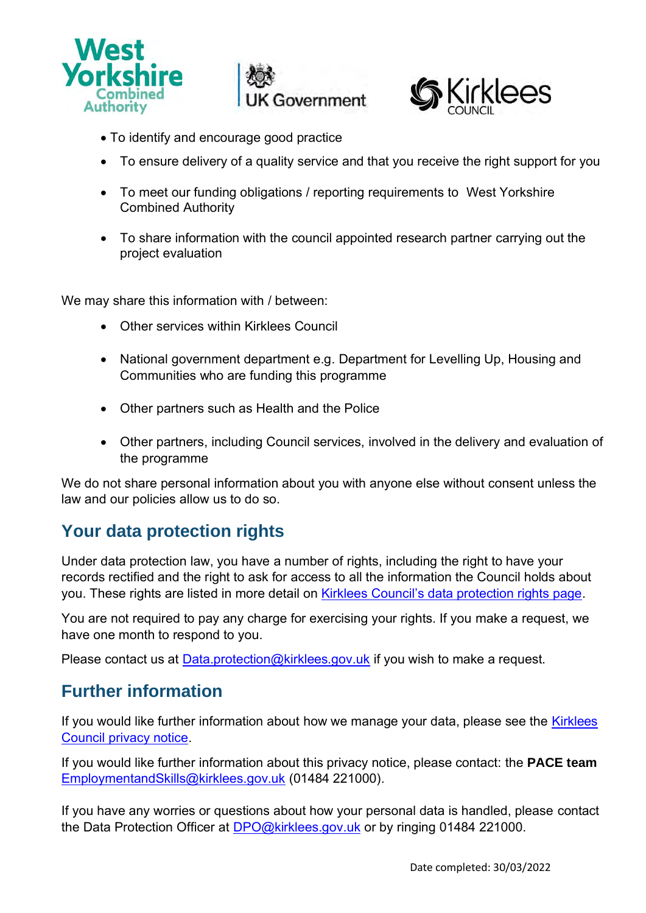- To identify and encourage good practice
- To ensure delivery of a quality service and that you receive the right support for you
- To meet our funding obligations / reporting requirements to West Yorkshire Combined Authority
- To share information with the council appointed research partner carrying out the project evaluation

We may share this information with / between:

- Other services within Kirklees Council
- National government department e.g. Department for Levelling Up, Housing and Communities who are funding this programme
- Other partners such as Health and the Police
- Other partners, including Council services, involved in the delivery and evaluation of the programme

We do not share personal information about you with anyone else without consent unless the law and our policies allow us to do so.

## Your data protection rights

Under data protection law, you have a number of rights, including the right to have your records rectified and the right to ask for access to all the information the Council holds about you. These rights are listed in more detail on Kirklees Council's data protection rights page.

You are not required to pay any charge for exercising your rights. If you make a request, we have one month to respond to you.

Please contact us at Data.protection@kirklees.gov.uk if you wish to make a request.

## Further information

If you would like further information about how we manage your data, please see the Kirklees Council privacy notice.

If you would like further information about this privacy notice, please contact: the **PACE team** EmploymentandSkills@kirklees.gov.uk (01484 221000).

If you have any worries or questions about how your personal data is handled, please contact the Data Protection Officer at DPO@kirklees.gov.uk or by ringing 01484 221000.

Date completed: 30/03/2022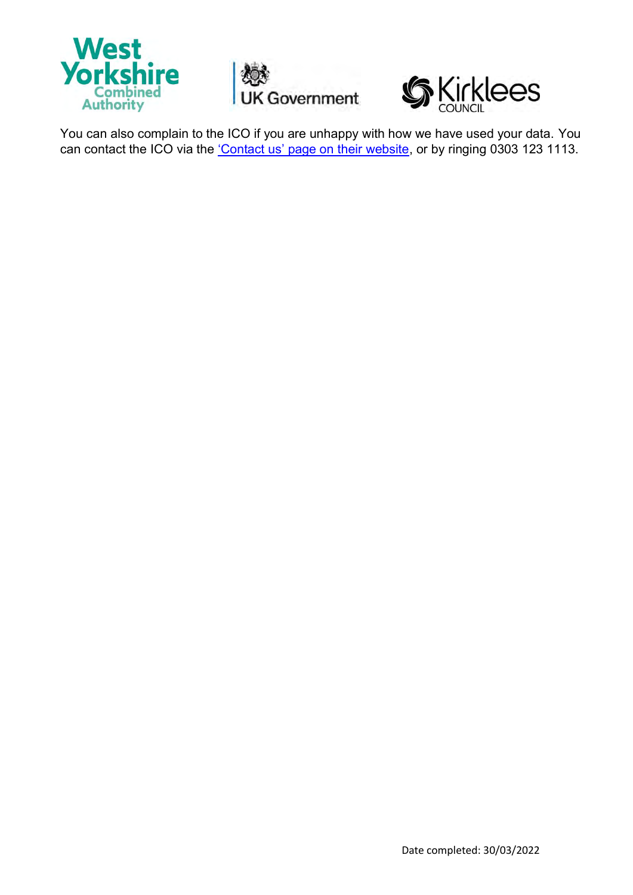You can also complain to the ICO if you are unhappy with how we have used your data. You can contact the ICO via the 'Contact us' page on their website, or by ringing 0303 123 1113.

Date completed: 30/03/2022